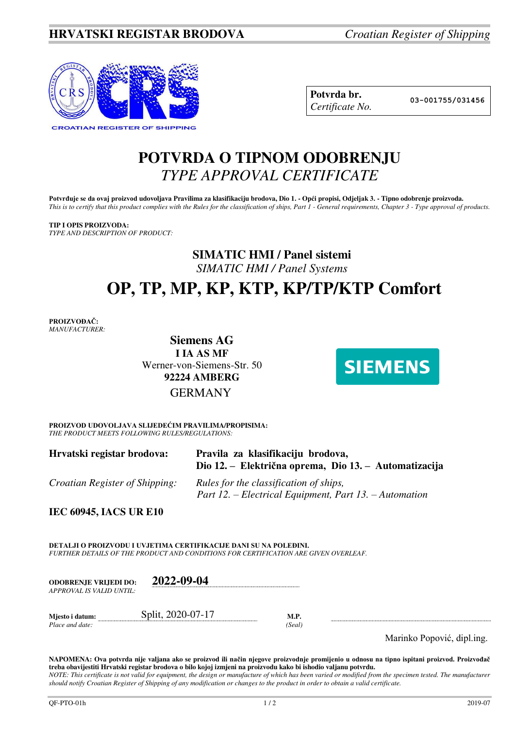**HRVATSKI REGISTAR BRODOVA** *Croatian Register of Shipping*

CROATIAN REGISTER OF SHIPPING

| **Potvrda br.** *Certificate No.* | 03-001755/031456 |
|---|---|

# POTVRDA O TIPNOM ODOBRENJU
## *TYPE APPROVAL CERTIFICATE*

**Potvrđuje se da ovaj proizvod udovoljava Pravilima za klasifikaciju brodova, Dio 1. - Opći propisi, Odjeljak 3. - Tipno odobrenje proizvoda.**
*This is to certify that this product complies with the Rules for the classification of ships, Part 1 - General requirements, Chapter 3 - Type approval of products.*

**TIP I OPIS PROIZVODA:**
*TYPE AND DESCRIPTION OF PRODUCT:*

**SIMATIC HMI / Panel sistemi**
*SIMATIC HMI / Panel Systems*

# OP, TP, MP, KP, KTP, KP/TP/KTP Comfort

**PROIZVOĐAČ:**
*MANUFACTURER:*

**Siemens AG**
**I IA AS MF**
Werner-von-Siemens-Str. 50
**92224 AMBERG**
GERMANY

SIEMENS

**PROIZVOD UDOVOLJAVA SLIJEDEĆIM PRAVILIMA/PROPISIMA:**
*THE PRODUCT MEETS FOLLOWING RULES/REGULATIONS:*

| | |
|---|---|
| **Hrvatski registar brodova:** | **Pravila za klasifikaciju brodova, Dio 12. – Električna oprema, Dio 13. – Automatizacija** |
| *Croatian Register of Shipping:* | *Rules for the classification of ships, Part 12. – Electrical Equipment, Part 13. – Automation* |

**IEC 60945, IACS UR E10**

**DETALJI O PROIZVODU I UVJETIMA CERTIFIKACIJE DANI SU NA POLEĐINI.**
*FURTHER DETAILS OF THE PRODUCT AND CONDITIONS FOR CERTIFICATION ARE GIVEN OVERLEAF.*

**ODOBRENJE VRIJEDI DO:** *APPROVAL IS VALID UNTIL:* **2022-09-04**

**Mjesto i datum:** *Place and date:* Split, 2020-07-17

**M.P.** *(Seal)*

Marinko Popović, dipl.ing.

**NAPOMENA: Ova potvrda nije valjana ako se proizvod ili način njegove proizvodnje promijenio u odnosu na tipno ispitani proizvod. Proizvođač treba obavijestiti Hrvatski registar brodova o bilo kojoj izmjeni na proizvodu kako bi ishodio valjanu potvrdu.**
*NOTE: This certificate is not valid for equipment, the design or manufacture of which has been varied or modified from the specimen tested. The manufacturer should notify Croatian Register of Shipping of any modification or changes to the product in order to obtain a valid certificate.*

QF-PTO-01h 2019-07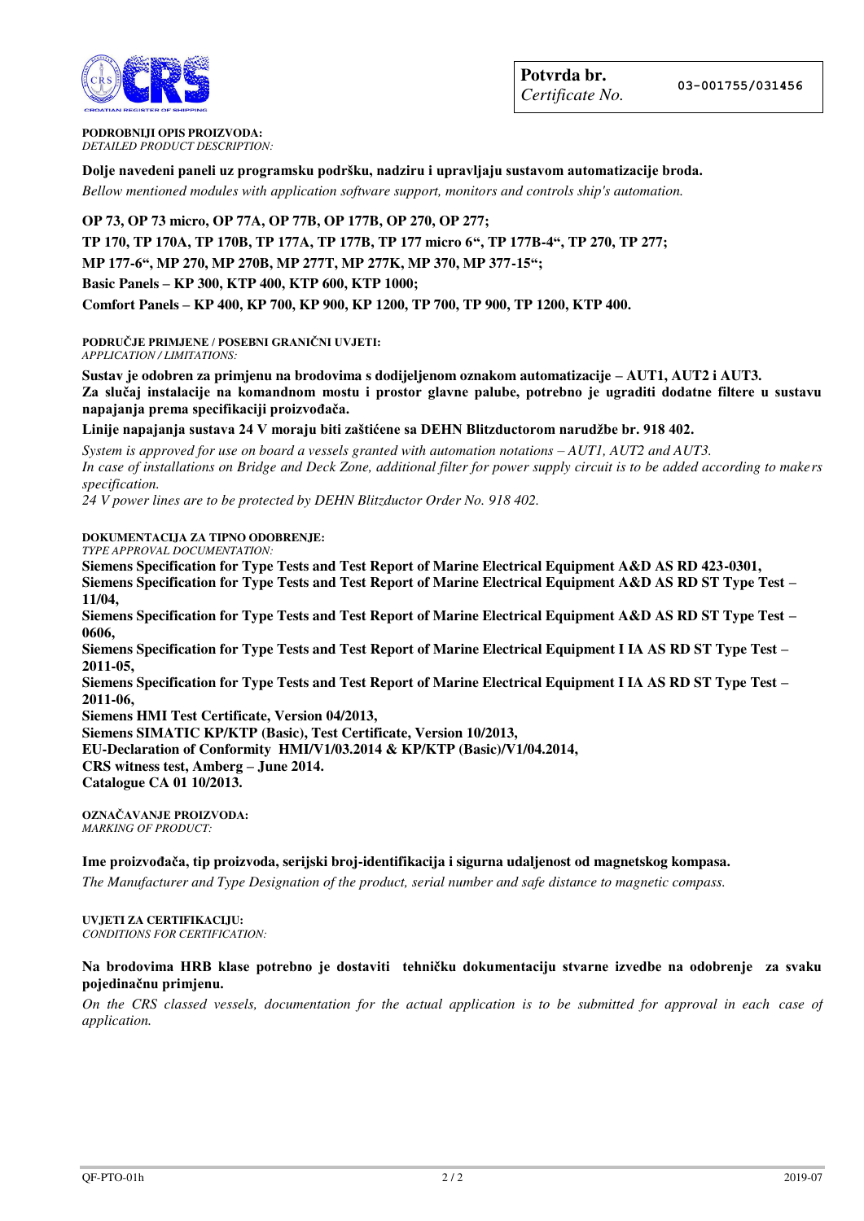| Potvrda br. *Certificate No.* | 03-001755/031456 |
|---|---|

**PODROBNIJI OPIS PROIZVODA:**
*DETAILED PRODUCT DESCRIPTION:*

**Dolje navedeni paneli uz programsku podršku, nadziru i upravljaju sustavom automatizacije broda.**

*Bellow mentioned modules with application software support, monitors and controls ship's automation.*

**OP 73, OP 73 micro, OP 77A, OP 77B, OP 177B, OP 270, OP 277;**

**TP 170, TP 170A, TP 170B, TP 177A, TP 177B, TP 177 micro 6", TP 177B-4", TP 270, TP 277;**

**MP 177-6", MP 270, MP 270B, MP 277T, MP 277K, MP 370, MP 377-15";**

**Basic Panels – KP 300, KTP 400, KTP 600, KTP 1000;**

**Comfort Panels – KP 400, KP 700, KP 900, KP 1200, TP 700, TP 900, TP 1200, KTP 400.**

**PODRUČJE PRIMJENE / POSEBNI GRANIČNI UVJETI:**
*APPLICATION / LIMITATIONS:*

**Sustav je odobren za primjenu na brodovima s dodijeljenom oznakom automatizacije – AUT1, AUT2 i AUT3.**
**Za slučaj instalacije na komandnom mostu i prostor glavne palube, potrebno je ugraditi dodatne filtere u sustavu napajanja prema specifikaciji proizvođača.**

**Linije napajanja sustava 24 V moraju biti zaštićene sa DEHN Blitzductorom narudžbe br. 918 402.**

*System is approved for use on board a vessels granted with automation notations – AUT1, AUT2 and AUT3.*
*In case of installations on Bridge and Deck Zone, additional filter for power supply circuit is to be added according to makers specification.*
*24 V power lines are to be protected by DEHN Blitzductor Order No. 918 402.*

**DOKUMENTACIJA ZA TIPNO ODOBRENJE:**
*TYPE APPROVAL DOCUMENTATION:*

**Siemens Specification for Type Tests and Test Report of Marine Electrical Equipment A&D AS RD 423-0301,**
**Siemens Specification for Type Tests and Test Report of Marine Electrical Equipment A&D AS RD ST Type Test – 11/04,**
**Siemens Specification for Type Tests and Test Report of Marine Electrical Equipment A&D AS RD ST Type Test – 0606,**
**Siemens Specification for Type Tests and Test Report of Marine Electrical Equipment I IA AS RD ST Type Test – 2011-05,**
**Siemens Specification for Type Tests and Test Report of Marine Electrical Equipment I IA AS RD ST Type Test – 2011-06,**
**Siemens HMI Test Certificate, Version 04/2013,**
**Siemens SIMATIC KP/KTP (Basic), Test Certificate, Version 10/2013,**
**EU-Declaration of Conformity HMI/V1/03.2014 & KP/KTP (Basic)/V1/04.2014,**
**CRS witness test, Amberg – June 2014.**
**Catalogue CA 01 10/2013.**

**OZNAČAVANJE PROIZVODA:**
*MARKING OF PRODUCT:*

**Ime proizvođača, tip proizvoda, serijski broj-identifikacija i sigurna udaljenost od magnetskog kompasa.**

*The Manufacturer and Type Designation of the product, serial number and safe distance to magnetic compass.*

**UVJETI ZA CERTIFIKACIJU:**
*CONDITIONS FOR CERTIFICATION:*

**Na brodovima HRB klase potrebno je dostaviti tehničku dokumentaciju stvarne izvedbe na odobrenje za svaku pojedinačnu primjenu.**

*On the CRS classed vessels, documentation for the actual application is to be submitted for approval in each case of application.*